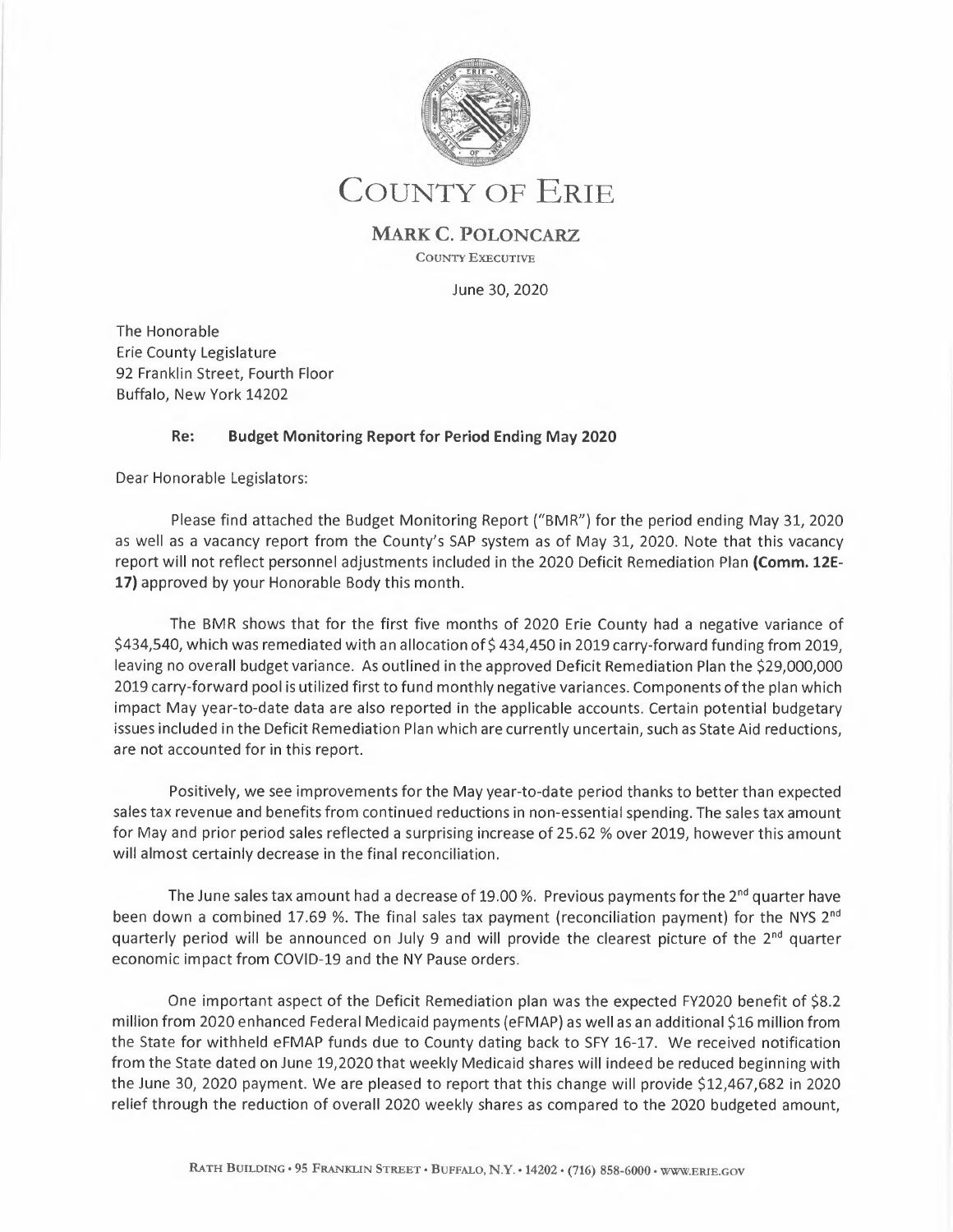# COUNTY OF ERIE

## MARK C. POLONCARZ

COUNTY EXECUTIVE

June 30, 2020

The Honorable
Erie County Legislature
92 Franklin Street, Fourth Floor
Buffalo, New York 14202

**Re: Budget Monitoring Report for Period Ending May 2020**

Dear Honorable Legislators:

Please find attached the Budget Monitoring Report ("BMR") for the period ending May 31, 2020 as well as a vacancy report from the County's SAP system as of May 31, 2020. Note that this vacancy report will not reflect personnel adjustments included in the 2020 Deficit Remediation Plan **(Comm. 12E-17)** approved by your Honorable Body this month.

The BMR shows that for the first five months of 2020 Erie County had a negative variance of $434,540, which was remediated with an allocation of $ 434,450 in 2019 carry-forward funding from 2019, leaving no overall budget variance. As outlined in the approved Deficit Remediation Plan the $29,000,000 2019 carry-forward pool is utilized first to fund monthly negative variances. Components of the plan which impact May year-to-date data are also reported in the applicable accounts. Certain potential budgetary issues included in the Deficit Remediation Plan which are currently uncertain, such as State Aid reductions, are not accounted for in this report.

Positively, we see improvements for the May year-to-date period thanks to better than expected sales tax revenue and benefits from continued reductions in non-essential spending. The sales tax amount for May and prior period sales reflected a surprising increase of 25.62 % over 2019, however this amount will almost certainly decrease in the final reconciliation.

The June sales tax amount had a decrease of 19.00 %. Previous payments for the 2nd quarter have been down a combined 17.69 %. The final sales tax payment (reconciliation payment) for the NYS 2nd quarterly period will be announced on July 9 and will provide the clearest picture of the 2nd quarter economic impact from COVID-19 and the NY Pause orders.

One important aspect of the Deficit Remediation plan was the expected FY2020 benefit of $8.2 million from 2020 enhanced Federal Medicaid payments (eFMAP) as well as an additional $16 million from the State for withheld eFMAP funds due to County dating back to SFY 16-17. We received notification from the State dated on June 19,2020 that weekly Medicaid shares will indeed be reduced beginning with the June 30, 2020 payment. We are pleased to report that this change will provide $12,467,682 in 2020 relief through the reduction of overall 2020 weekly shares as compared to the 2020 budgeted amount,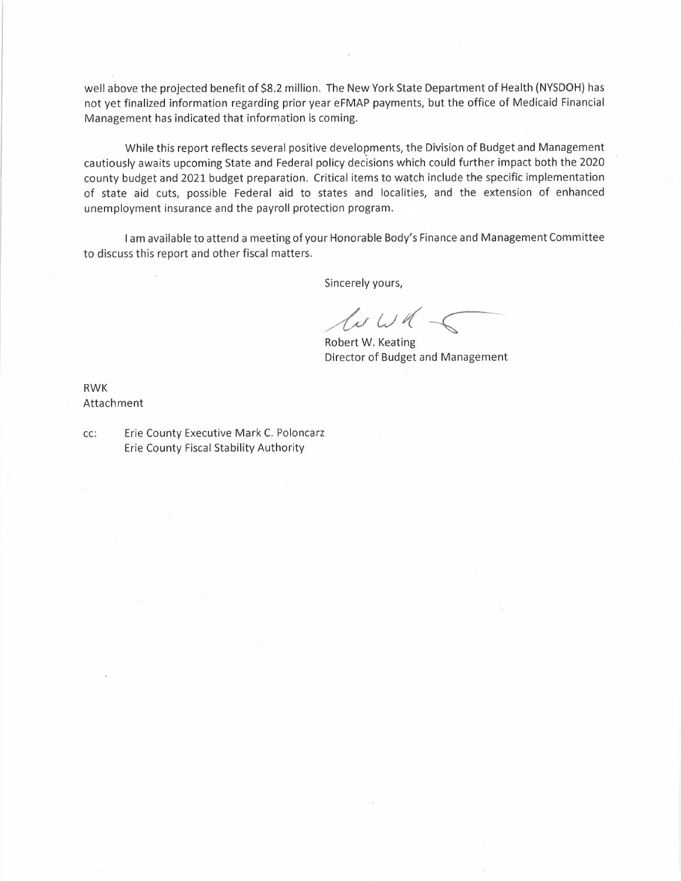well above the projected benefit of $8.2 million. The New York State Department of Health (NYSDOH) has not yet finalized information regarding prior year eFMAP payments, but the office of Medicaid Financial Management has indicated that information is coming.

While this report reflects several positive developments, the Division of Budget and Management cautiously awaits upcoming State and Federal policy decisions which could further impact both the 2020 county budget and 2021 budget preparation. Critical items to watch include the specific implementation of state aid cuts, possible Federal aid to states and localities, and the extension of enhanced unemployment insurance and the payroll protection program.

I am available to attend a meeting of your Honorable Body's Finance and Management Committee to discuss this report and other fiscal matters.

Sincerely yours,

Robert W. Keating
Director of Budget and Management

RWK
Attachment

cc: Erie County Executive Mark C. Poloncarz
Erie County Fiscal Stability Authority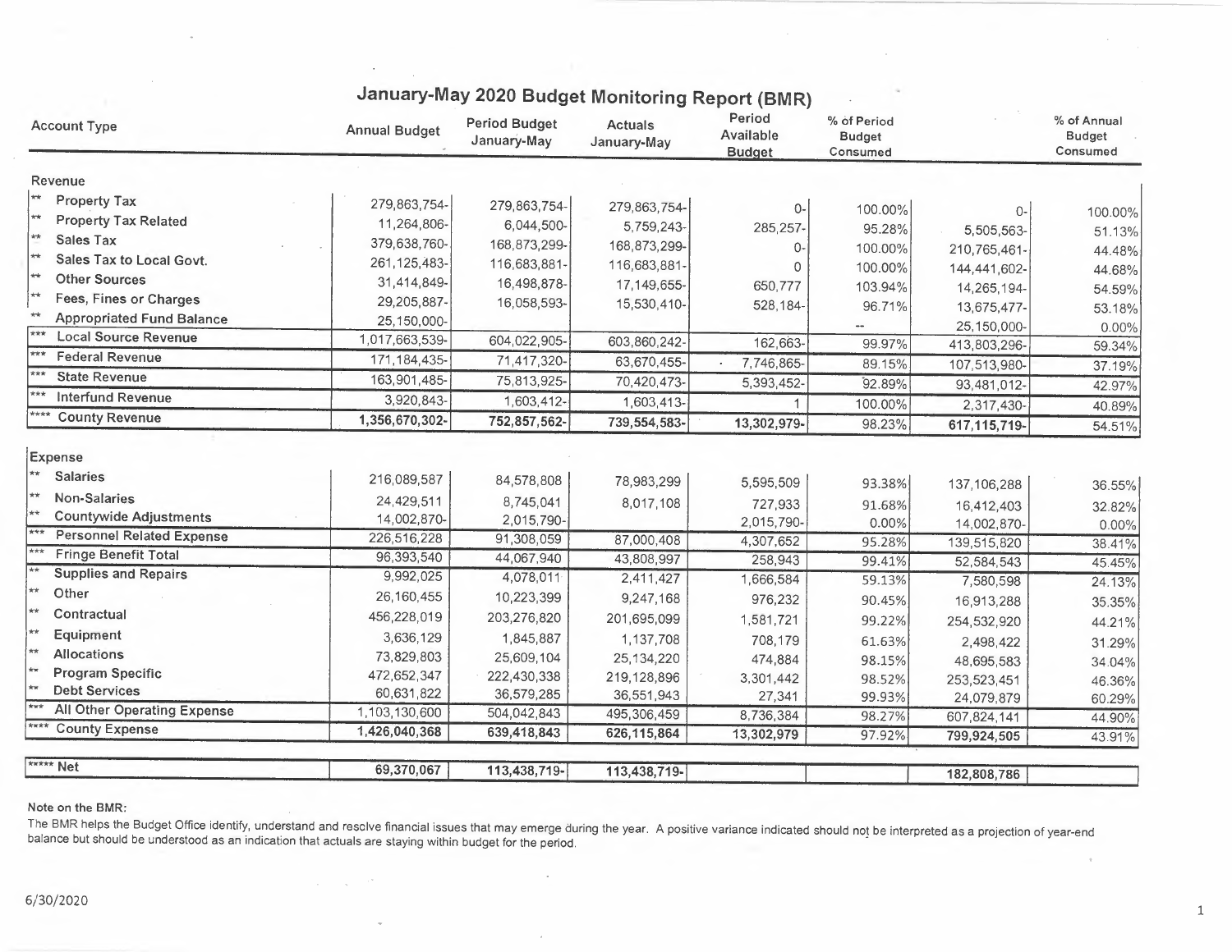# January-May 2020 Budget Monitoring Report (BMR)

| Account Type | Annual Budget | Period Budget January-May | Actuals January-May | Period Available Budget | % of Period Budget Consumed | | % of Annual Budget Consumed |
|---|---|---|---|---|---|---|---|
| **Revenue** | | | | | | | |
| ** Property Tax | 279,863,754- | 279,863,754- | 279,863,754- | 0- | 100.00% | 0- | 100.00% |
| ** Property Tax Related | 11,264,806- | 6,044,500- | 5,759,243- | 285,257- | 95.28% | 5,505,563- | 51.13% |
| ** Sales Tax | 379,638,760- | 168,873,299- | 168,873,299- | 0- | 100.00% | 210,765,461- | 44.48% |
| ** Sales Tax to Local Govt. | 261,125,483- | 116,683,881- | 116,683,881- | 0 | 100.00% | 144,441,602- | 44.68% |
| ** Other Sources | 31,414,849- | 16,498,878- | 17,149,655- | 650,777 | 103.94% | 14,265,194- | 54.59% |
| ** Fees, Fines or Charges | 29,205,887- | 16,058,593- | 15,530,410- | 528,184- | 96.71% | 13,675,477- | 53.18% |
| ** Appropriated Fund Balance | 25,150,000- | | | | -- | 25,150,000- | 0.00% |
| *** Local Source Revenue | 1,017,663,539- | 604,022,905- | 603,860,242- | 162,663- | 99.97% | 413,803,296- | 59.34% |
| *** Federal Revenue | 171,184,435- | 71,417,320- | 63,670,455- | 7,746,865- | 89.15% | 107,513,980- | 37.19% |
| *** State Revenue | 163,901,485- | 75,813,925- | 70,420,473- | 5,393,452- | 92.89% | 93,481,012- | 42.97% |
| *** Interfund Revenue | 3,920,843- | 1,603,412- | 1,603,413- | 1 | 100.00% | 2,317,430- | 40.89% |
| **** County Revenue | **1,356,670,302-** | **752,857,562-** | **739,554,583-** | **13,302,979-** | 98.23% | **617,115,719-** | 54.51% |
| **Expense** | | | | | | | |
| ** Salaries | 216,089,587 | 84,578,808 | 78,983,299 | 5,595,509 | 93.38% | 137,106,288 | 36.55% |
| ** Non-Salaries | 24,429,511 | 8,745,041 | 8,017,108 | 727,933 | 91.68% | 16,412,403 | 32.82% |
| ** Countywide Adjustments | 14,002,870- | 2,015,790- | | 2,015,790- | 0.00% | 14,002,870- | 0.00% |
| *** Personnel Related Expense | 226,516,228 | 91,308,059 | 87,000,408 | 4,307,652 | 95.28% | 139,515,820 | 38.41% |
| *** Fringe Benefit Total | 96,393,540 | 44,067,940 | 43,808,997 | 258,943 | 99.41% | 52,584,543 | 45.45% |
| ** Supplies and Repairs | 9,992,025 | 4,078,011 | 2,411,427 | 1,666,584 | 59.13% | 7,580,598 | 24.13% |
| ** Other | 26,160,455 | 10,223,399 | 9,247,168 | 976,232 | 90.45% | 16,913,288 | 35.35% |
| ** Contractual | 456,228,019 | 203,276,820 | 201,695,099 | 1,581,721 | 99.22% | 254,532,920 | 44.21% |
| ** Equipment | 3,636,129 | 1,845,887 | 1,137,708 | 708,179 | 61.63% | 2,498,422 | 31.29% |
| ** Allocations | 73,829,803 | 25,609,104 | 25,134,220 | 474,884 | 98.15% | 48,695,583 | 34.04% |
| ** Program Specific | 472,652,347 | 222,430,338 | 219,128,896 | 3,301,442 | 98.52% | 253,523,451 | 46.36% |
| ** Debt Services | 60,631,822 | 36,579,285 | 36,551,943 | 27,341 | 99.93% | 24,079,879 | 60.29% |
| *** All Other Operating Expense | 1,103,130,600 | 504,042,843 | 495,306,459 | 8,736,384 | 98.27% | 607,824,141 | 44.90% |
| **** County Expense | **1,426,040,368** | **639,418,843** | **626,115,864** | **13,302,979** | 97.92% | **799,924,505** | 43.91% |
| ***** Net | **69,370,067** | **113,438,719-** | **113,438,719-** | | | **182,808,786** | |

**Note on the BMR:**

The BMR helps the Budget Office identify, understand and resolve financial issues that may emerge during the year. A positive variance indicated should not be interpreted as a projection of year-end balance but should be understood as an indication that actuals are staying within budget for the period.

6/30/2020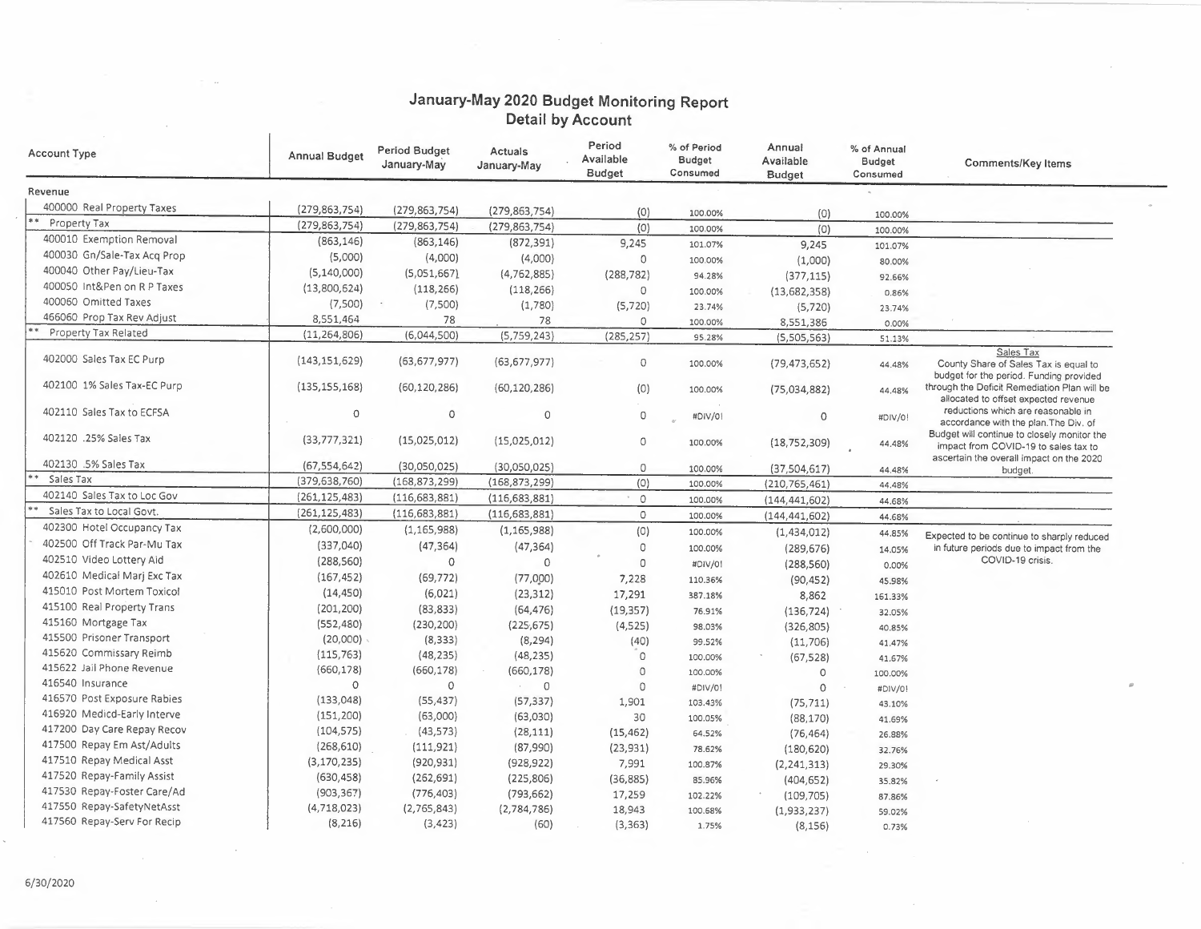# January-May 2020 Budget Monitoring Report
## Detail by Account

| Account Type | Annual Budget | Period Budget January-May | Actuals January-May | Period Available Budget | % of Period Budget Consumed | Annual Available Budget | % of Annual Budget Consumed | Comments/Key Items |
|---|---|---|---|---|---|---|---|---|
| **Revenue** | | | | | | | | |
| 400000 Real Property Taxes | (279,863,754) | (279,863,754) | (279,863,754) | (0) | 100.00% | (0) | 100.00% | |
| ** Property Tax | (279,863,754) | (279,863,754) | (279,863,754) | (0) | 100.00% | (0) | 100.00% | |
| 400010 Exemption Removal | (863,146) | (863,146) | (872,391) | 9,245 | 101.07% | 9,245 | 101.07% | |
| 400030 Gn/Sale-Tax Acq Prop | (5,000) | (4,000) | (4,000) | 0 | 100.00% | (1,000) | 80.00% | |
| 400040 Other Pay/Lieu-Tax | (5,140,000) | (5,051,667) | (4,762,885) | (288,782) | 94.28% | (377,115) | 92.66% | |
| 400050 Int&Pen on R P Taxes | (13,800,624) | (118,266) | (118,266) | 0 | 100.00% | (13,682,358) | 0.86% | |
| 400060 Omitted Taxes | (7,500) | (7,500) | (1,780) | (5,720) | 23.74% | (5,720) | 23.74% | |
| 466060 Prop Tax Rev Adjust | 8,551,464 | 78 | 78 | 0 | 100.00% | 8,551,386 | 0.00% | |
| ** Property Tax Related | (11,264,806) | (6,044,500) | (5,759,243) | (285,257) | 95.28% | (5,505,563) | 51.13% | |
| 402000 Sales Tax EC Purp | (143,151,629) | (63,677,977) | (63,677,977) | 0 | 100.00% | (79,473,652) | 44.48% | Sales Tax<br>County Share of Sales Tax is equal to budget for the period. Funding provided through the Deficit Remediation Plan will be allocated to offset expected revenue reductions which are reasonable in accordance with the plan. The Div. of Budget will continue to closely monitor the impact from COVID-19 to sales tax to ascertain the overall impact on the 2020 budget. |
| 402100 1% Sales Tax-EC Purp | (135,155,168) | (60,120,286) | (60,120,286) | (0) | 100.00% | (75,034,882) | 44.48% | |
| 402110 Sales Tax to ECFSA | 0 | 0 | 0 | 0 | #DIV/0! | 0 | #DIV/0! | |
| 402120 .25% Sales Tax | (33,777,321) | (15,025,012) | (15,025,012) | 0 | 100.00% | (18,752,309) | 44.48% | |
| 402130 .5% Sales Tax | (67,554,642) | (30,050,025) | (30,050,025) | 0 | 100.00% | (37,504,617) | 44.48% | |
| ** Sales Tax | (379,638,760) | (168,873,299) | (168,873,299) | (0) | 100.00% | (210,765,461) | 44.48% | |
| 402140 Sales Tax to Loc Gov | (261,125,483) | (116,683,881) | (116,683,881) | 0 | 100.00% | (144,441,602) | 44.68% | |
| ** Sales Tax to Local Govt. | (261,125,483) | (116,683,881) | (116,683,881) | 0 | 100.00% | (144,441,602) | 44.68% | |
| 402300 Hotel Occupancy Tax | (2,600,000) | (1,165,988) | (1,165,988) | (0) | 100.00% | (1,434,012) | 44.85% | Expected to be continue to sharply reduced in future periods due to impact from the COVID-19 crisis. |
| 402500 Off Track Par-Mu Tax | (337,040) | (47,364) | (47,364) | 0 | 100.00% | (289,676) | 14.05% | |
| 402510 Video Lottery Aid | (288,560) | 0 | 0 | 0 | #DIV/0! | (288,560) | 0.00% | |
| 402610 Medical Marj Exc Tax | (167,452) | (69,772) | (77,000) | 7,228 | 110.36% | (90,452) | 45.98% | |
| 415010 Post Mortem Toxicol | (14,450) | (6,021) | (23,312) | 17,291 | 387.18% | 8,862 | 161.33% | |
| 415100 Real Property Trans | (201,200) | (83,833) | (64,476) | (19,357) | 76.91% | (136,724) | 32.05% | |
| 415160 Mortgage Tax | (552,480) | (230,200) | (225,675) | (4,525) | 98.03% | (326,805) | 40.85% | |
| 415500 Prisoner Transport | (20,000) | (8,333) | (8,294) | (40) | 99.52% | (11,706) | 41.47% | |
| 415620 Commissary Reimb | (115,763) | (48,235) | (48,235) | 0 | 100.00% | (67,528) | 41.67% | |
| 415622 Jail Phone Revenue | (660,178) | (660,178) | (660,178) | 0 | 100.00% | 0 | 100.00% | |
| 416540 Insurance | 0 | 0 | 0 | 0 | #DIV/0! | 0 | #DIV/0! | |
| 416570 Post Exposure Rabies | (133,048) | (55,437) | (57,337) | 1,901 | 103.43% | (75,711) | 43.10% | |
| 416920 Medicd-Early Interve | (151,200) | (63,000) | (63,030) | 30 | 100.05% | (88,170) | 41.69% | |
| 417200 Day Care Repay Recov | (104,575) | (43,573) | (28,111) | (15,462) | 64.52% | (76,464) | 26.88% | |
| 417500 Repay Em Ast/Adults | (268,610) | (111,921) | (87,990) | (23,931) | 78.62% | (180,620) | 32.76% | |
| 417510 Repay Medical Asst | (3,170,235) | (920,931) | (928,922) | 7,991 | 100.87% | (2,241,313) | 29.30% | |
| 417520 Repay-Family Assist | (630,458) | (262,691) | (225,806) | (36,885) | 85.96% | (404,652) | 35.82% | |
| 417530 Repay-Foster Care/Ad | (903,367) | (776,403) | (793,662) | 17,259 | 102.22% | (109,705) | 87.86% | |
| 417550 Repay-SafetyNetAsst | (4,718,023) | (2,765,843) | (2,784,786) | 18,943 | 100.68% | (1,933,237) | 59.02% | |
| 417560 Repay-Serv For Recip | (8,216) | (3,423) | (60) | (3,363) | 1.75% | (8,156) | 0.73% | |

6/30/2020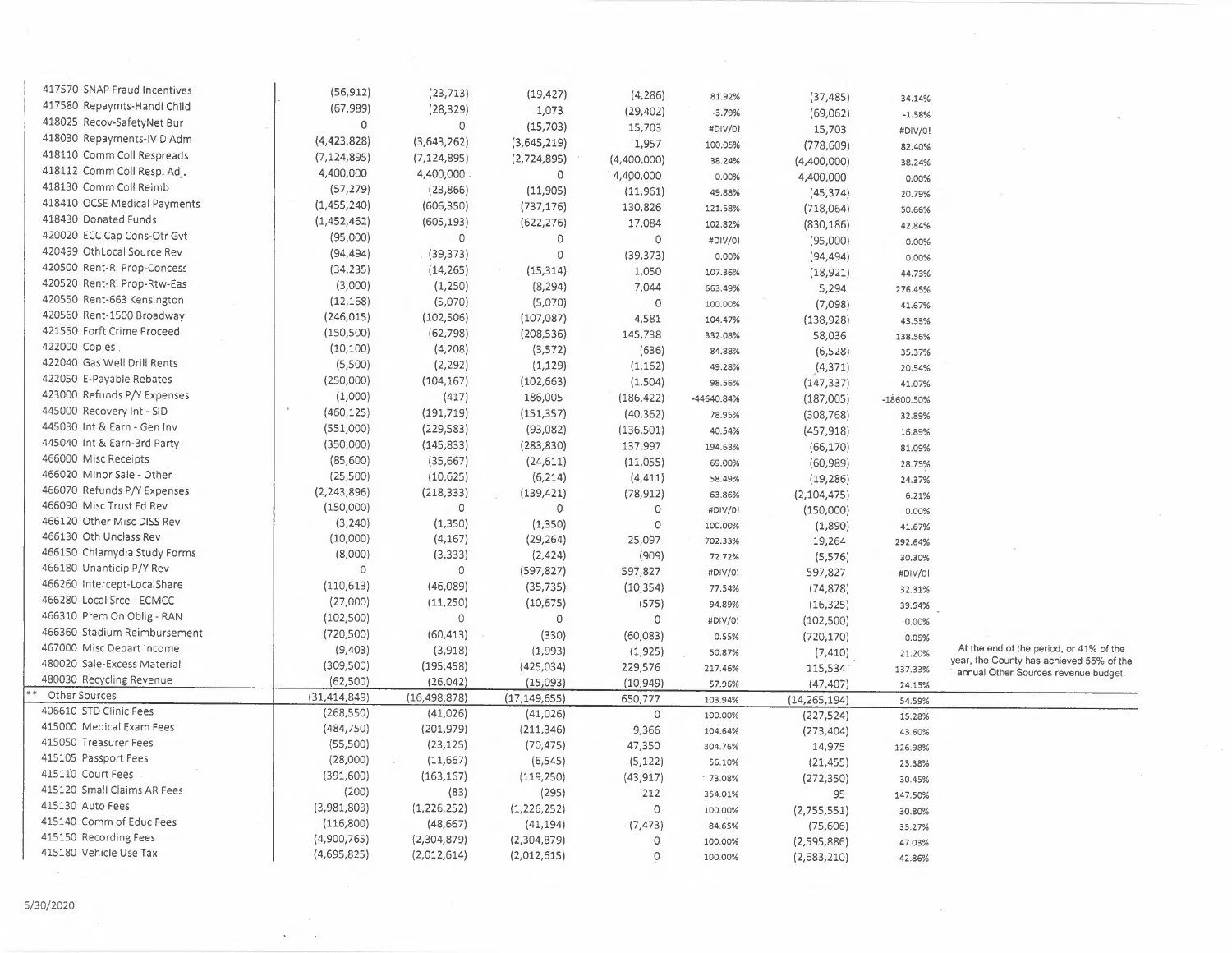| | | | | | | | |
|---|---|---|---|---|---|---|---|
| 417570 SNAP Fraud Incentives | (56,912) | (23,713) | (19,427) | (4,286) | 81.92% | (37,485) | 34.14% |
| 417580 Repaymts-Handi Child | (67,989) | (28,329) | 1,073 | (29,402) | -3.79% | (69,062) | -1.58% |
| 418025 Recov-SafetyNet Bur | 0 | 0 | (15,703) | 15,703 | #DIV/0! | 15,703 | #DIV/0! |
| 418030 Repayments-IV D Adm | (4,423,828) | (3,643,262) | (3,645,219) | 1,957 | 100.05% | (778,609) | 82.40% |
| 418110 Comm Coll Respreads | (7,124,895) | (7,124,895) | (2,724,895) | (4,400,000) | 38.24% | (4,400,000) | 38.24% |
| 418112 Comm Coll Resp. Adj. | 4,400,000 | 4,400,000 | 0 | 4,400,000 | 0.00% | 4,400,000 | 0.00% |
| 418130 Comm Coll Reimb | (57,279) | (23,866) | (11,905) | (11,961) | 49.88% | (45,374) | 20.79% |
| 418410 OCSE Medical Payments | (1,455,240) | (606,350) | (737,176) | 130,826 | 121.58% | (718,064) | 50.66% |
| 418430 Donated Funds | (1,452,462) | (605,193) | (622,276) | 17,084 | 102.82% | (830,186) | 42.84% |
| 420020 ECC Cap Cons-Otr Gvt | (95,000) | 0 | 0 | 0 | #DIV/0! | (95,000) | 0.00% |
| 420499 OthLocal Source Rev | (94,494) | (39,373) | 0 | (39,373) | 0.00% | (94,494) | 0.00% |
| 420500 Rent-RI Prop-Concess | (34,235) | (14,265) | (15,314) | 1,050 | 107.36% | (18,921) | 44.73% |
| 420520 Rent-RI Prop-Rtw-Eas | (3,000) | (1,250) | (8,294) | 7,044 | 663.49% | 5,294 | 276.45% |
| 420550 Rent-663 Kensington | (12,168) | (5,070) | (5,070) | 0 | 100.00% | (7,098) | 41.67% |
| 420560 Rent-1500 Broadway | (246,015) | (102,506) | (107,087) | 4,581 | 104.47% | (138,928) | 43.53% |
| 421550 Forft Crime Proceed | (150,500) | (62,798) | (208,536) | 145,738 | 332.08% | 58,036 | 138.56% |
| 422000 Copies | (10,100) | (4,208) | (3,572) | (636) | 84.88% | (6,528) | 35.37% |
| 422040 Gas Well Drill Rents | (5,500) | (2,292) | (1,129) | (1,162) | 49.28% | (4,371) | 20.54% |
| 422050 E-Payable Rebates | (250,000) | (104,167) | (102,663) | (1,504) | 98.56% | (147,337) | 41.07% |
| 423000 Refunds P/Y Expenses | (1,000) | (417) | 186,005 | (186,422) | -44640.84% | (187,005) | -18600.50% |
| 445000 Recovery Int - SID | (460,125) | (191,719) | (151,357) | (40,362) | 78.95% | (308,768) | 32.89% |
| 445030 Int & Earn - Gen Inv | (551,000) | (229,583) | (93,082) | (136,501) | 40.54% | (457,918) | 16.89% |
| 445040 Int & Earn-3rd Party | (350,000) | (145,833) | (283,830) | 137,997 | 194.63% | (66,170) | 81.09% |
| 466000 Misc Receipts | (85,600) | (35,667) | (24,611) | (11,055) | 69.00% | (60,989) | 28.75% |
| 466020 Minor Sale - Other | (25,500) | (10,625) | (6,214) | (4,411) | 58.49% | (19,286) | 24.37% |
| 466070 Refunds P/Y Expenses | (2,243,896) | (218,333) | (139,421) | (78,912) | 63.86% | (2,104,475) | 6.21% |
| 466090 Misc Trust Fd Rev | (150,000) | 0 | 0 | 0 | #DIV/0! | (150,000) | 0.00% |
| 466120 Other Misc DISS Rev | (3,240) | (1,350) | (1,350) | 0 | 100.00% | (1,890) | 41.67% |
| 466130 Oth Unclass Rev | (10,000) | (4,167) | (29,264) | 25,097 | 702.33% | 19,264 | 292.64% |
| 466150 Chlamydia Study Forms | (8,000) | (3,333) | (2,424) | (909) | 72.72% | (5,576) | 30.30% |
| 466180 Unanticip P/Y Rev | 0 | 0 | (597,827) | 597,827 | #DIV/0! | 597,827 | #DIV/0! |
| 466260 Intercept-LocalShare | (110,613) | (46,089) | (35,735) | (10,354) | 77.54% | (74,878) | 32.31% |
| 466280 Local Srce - ECMCC | (27,000) | (11,250) | (10,675) | (575) | 94.89% | (16,325) | 39.54% |
| 466310 Prem On Oblig - RAN | (102,500) | 0 | 0 | 0 | #DIV/0! | (102,500) | 0.00% |
| 466360 Stadium Reimbursement | (720,500) | (60,413) | (330) | (60,083) | 0.55% | (720,170) | 0.05% |
| 467000 Misc Depart Income | (9,403) | (3,918) | (1,993) | (1,925) | 50.87% | (7,410) | 21.20% |
| 480020 Sale-Excess Material | (309,500) | (195,458) | (425,034) | 229,576 | 217.46% | 115,534 | 137.33% |
| 480030 Recycling Revenue | (62,500) | (26,042) | (15,093) | (10,949) | 57.96% | (47,407) | 24.15% |
| ** Other Sources | (31,414,849) | (16,498,878) | (17,149,655) | 650,777 | 103.94% | (14,265,194) | 54.59% |
| 406610 STD Clinic Fees | (268,550) | (41,026) | (41,026) | 0 | 100.00% | (227,524) | 15.28% |
| 415000 Medical Exam Fees | (484,750) | (201,979) | (211,346) | 9,366 | 104.64% | (273,404) | 43.60% |
| 415050 Treasurer Fees | (55,500) | (23,125) | (70,475) | 47,350 | 304.76% | 14,975 | 126.98% |
| 415105 Passport Fees | (28,000) | (11,667) | (6,545) | (5,122) | 56.10% | (21,455) | 23.38% |
| 415110 Court Fees | (391,600) | (163,167) | (119,250) | (43,917) | 73.08% | (272,350) | 30.45% |
| 415120 Small Claims AR Fees | (200) | (83) | (295) | 212 | 354.01% | 95 | 147.50% |
| 415130 Auto Fees | (3,981,803) | (1,226,252) | (1,226,252) | 0 | 100.00% | (2,755,551) | 30.80% |
| 415140 Comm of Educ Fees | (116,800) | (48,667) | (41,194) | (7,473) | 84.65% | (75,606) | 35.27% |
| 415150 Recording Fees | (4,900,765) | (2,304,879) | (2,304,879) | 0 | 100.00% | (2,595,886) | 47.03% |
| 415180 Vehicle Use Tax | (4,695,825) | (2,012,614) | (2,012,615) | 0 | 100.00% | (2,683,210) | 42.86% |

At the end of the period, or 41% of the year, the County has achieved 55% of the annual Other Sources revenue budget.

6/30/2020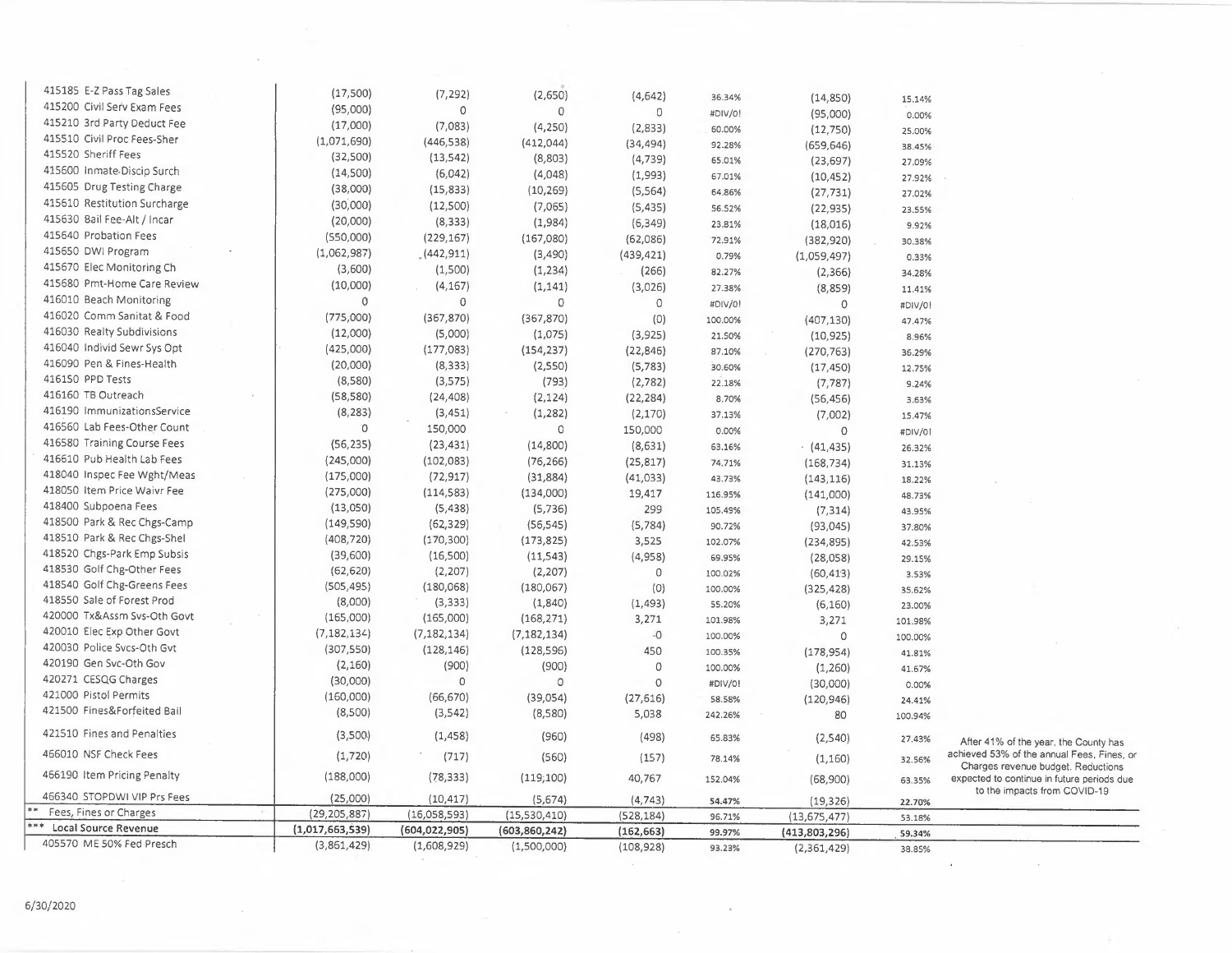| Account | | | | | | | | |
|---|---|---|---|---|---|---|---|---|
| 415185 E-Z Pass Tag Sales | (17,500) | (7,292) | (2,650) | (4,642) | 36.34% | (14,850) | 15.14% | |
| 415200 Civil Serv Exam Fees | (95,000) | 0 | 0 | 0 | #DIV/0! | (95,000) | 0.00% | |
| 415210 3rd Party Deduct Fee | (17,000) | (7,083) | (4,250) | (2,833) | 60.00% | (12,750) | 25.00% | |
| 415510 Civil Proc Fees-Sher | (1,071,690) | (446,538) | (412,044) | (34,494) | 92.28% | (659,646) | 38.45% | |
| 415520 Sheriff Fees | (32,500) | (13,542) | (8,803) | (4,739) | 65.01% | (23,697) | 27.09% | |
| 415600 Inmate Discip Surch | (14,500) | (6,042) | (4,048) | (1,993) | 67.01% | (10,452) | 27.92% | |
| 415605 Drug Testing Charge | (38,000) | (15,833) | (10,269) | (5,564) | 64.86% | (27,731) | 27.02% | |
| 415610 Restitution Surcharge | (30,000) | (12,500) | (7,065) | (5,435) | 56.52% | (22,935) | 23.55% | |
| 415630 Bail Fee-Alt / Incar | (20,000) | (8,333) | (1,984) | (6,349) | 23.81% | (18,016) | 9.92% | |
| 415640 Probation Fees | (550,000) | (229,167) | (167,080) | (62,086) | 72.91% | (382,920) | 30.38% | |
| 415650 DWI Program | (1,062,987) | (442,911) | (3,490) | (439,421) | 0.79% | (1,059,497) | 0.33% | |
| 415670 Elec Monitoring Ch | (3,600) | (1,500) | (1,234) | (266) | 82.27% | (2,366) | 34.28% | |
| 415680 Pmt-Home Care Review | (10,000) | (4,167) | (1,141) | (3,026) | 27.38% | (8,859) | 11.41% | |
| 416010 Beach Monitoring | 0 | 0 | 0 | 0 | #DIV/0! | 0 | #DIV/0! | |
| 416020 Comm Sanitat & Food | (775,000) | (367,870) | (367,870) | (0) | 100.00% | (407,130) | 47.47% | |
| 416030 Realty Subdivisions | (12,000) | (5,000) | (1,075) | (3,925) | 21.50% | (10,925) | 8.96% | |
| 416040 Individ Sewr Sys Opt | (425,000) | (177,083) | (154,237) | (22,846) | 87.10% | (270,763) | 36.29% | |
| 416090 Pen & Fines-Health | (20,000) | (8,333) | (2,550) | (5,783) | 30.60% | (17,450) | 12.75% | |
| 416150 PPD Tests | (8,580) | (3,575) | (793) | (2,782) | 22.18% | (7,787) | 9.24% | |
| 416160 TB Outreach | (58,580) | (24,408) | (2,124) | (22,284) | 8.70% | (56,456) | 3.63% | |
| 416190 ImmunizationsService | (8,283) | (3,451) | (1,282) | (2,170) | 37.13% | (7,002) | 15.47% | |
| 416560 Lab Fees-Other Count | 0 | 150,000 | 0 | 150,000 | 0.00% | 0 | #DIV/0! | |
| 416580 Training Course Fees | (56,235) | (23,431) | (14,800) | (8,631) | 63.16% | (41,435) | 26.32% | |
| 416610 Pub Health Lab Fees | (245,000) | (102,083) | (76,266) | (25,817) | 74.71% | (168,734) | 31.13% | |
| 418040 Inspec Fee Wght/Meas | (175,000) | (72,917) | (31,884) | (41,033) | 43.73% | (143,116) | 18.22% | |
| 418050 Item Price Waivr Fee | (275,000) | (114,583) | (134,000) | 19,417 | 116.95% | (141,000) | 48.73% | |
| 418400 Subpoena Fees | (13,050) | (5,438) | (5,736) | 299 | 105.49% | (7,314) | 43.95% | |
| 418500 Park & Rec Chgs-Camp | (149,590) | (62,329) | (56,545) | (5,784) | 90.72% | (93,045) | 37.80% | |
| 418510 Park & Rec Chgs-Shel | (408,720) | (170,300) | (173,825) | 3,525 | 102.07% | (234,895) | 42.53% | |
| 418520 Chgs-Park Emp Subsis | (39,600) | (16,500) | (11,543) | (4,958) | 69.95% | (28,058) | 29.15% | |
| 418530 Golf Chg-Other Fees | (62,620) | (2,207) | (2,207) | 0 | 100.02% | (60,413) | 3.53% | |
| 418540 Golf Chg-Greens Fees | (505,495) | (180,068) | (180,067) | (0) | 100.00% | (325,428) | 35.62% | |
| 418550 Sale of Forest Prod | (8,000) | (3,333) | (1,840) | (1,493) | 55.20% | (6,160) | 23.00% | |
| 420000 Tx&Assm Svs-Oth Govt | (165,000) | (165,000) | (168,271) | 3,271 | 101.98% | 3,271 | 101.98% | |
| 420010 Elec Exp Other Govt | (7,182,134) | (7,182,134) | (7,182,134) | -0 | 100.00% | 0 | 100.00% | |
| 420030 Police Svcs-Oth Gvt | (307,550) | (128,146) | (128,596) | 450 | 100.35% | (178,954) | 41.81% | |
| 420190 Gen Svc-Oth Gov | (2,160) | (900) | (900) | 0 | 100.00% | (1,260) | 41.67% | |
| 420271 CESQG Charges | (30,000) | 0 | 0 | 0 | #DIV/0! | (30,000) | 0.00% | |
| 421000 Pistol Permits | (160,000) | (66,670) | (39,054) | (27,616) | 58.58% | (120,946) | 24.41% | |
| 421500 Fines&Forfeited Bail | (8,500) | (3,542) | (8,580) | 5,038 | 242.26% | 80 | 100.94% | |
| 421510 Fines and Penalties | (3,500) | (1,458) | (960) | (498) | 65.83% | (2,540) | 27.43% | After 41% of the year, the County has achieved 53% of the annual Fees, Fines, or Charges revenue budget. Reductions expected to continue in future periods due to the impacts from COVID-19 |
| 466010 NSF Check Fees | (1,720) | (717) | (560) | (157) | 78.14% | (1,160) | 32.56% | |
| 466190 Item Pricing Penalty | (188,000) | (78,333) | (119,100) | 40,767 | 152.04% | (68,900) | 63.35% | |
| 466340 STOPDWI VIP Prs Fees | (25,000) | (10,417) | (5,674) | (4,743) | 54.47% | (19,326) | 22.70% | |
| ** Fees, Fines or Charges | (29,205,887) | (16,058,593) | (15,530,410) | (528,184) | 96.71% | (13,675,477) | 53.18% | |
| *** **Local Source Revenue** | **(1,017,663,539)** | **(604,022,905)** | **(603,860,242)** | **(162,663)** | **99.97%** | **(413,803,296)** | **59.34%** | |
| 405570 ME 50% Fed Presch | (3,861,429) | (1,608,929) | (1,500,000) | (108,928) | 93.23% | (2,361,429) | 38.85% | |

6/30/2020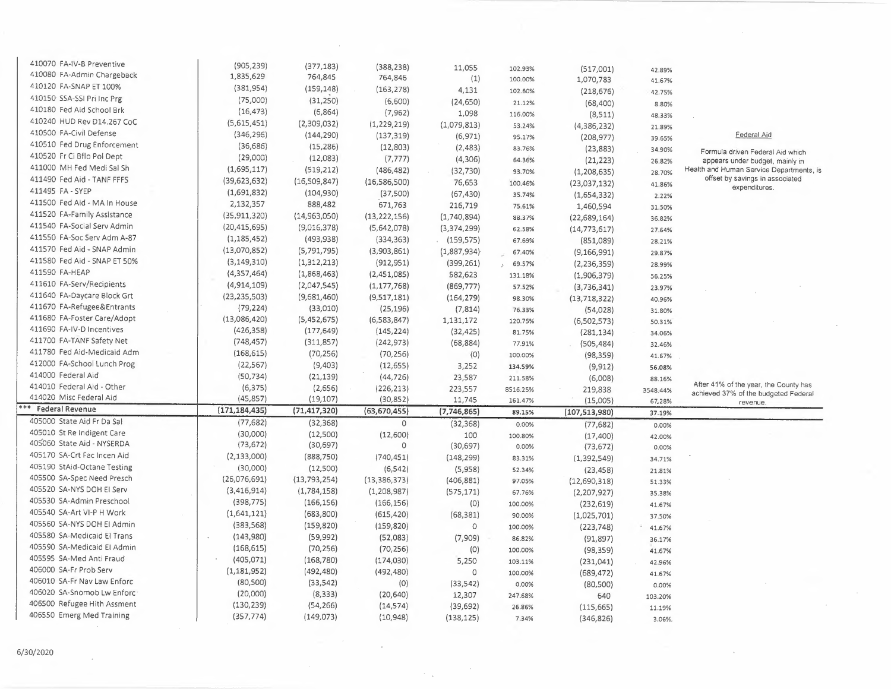| Account | Col 1 | Col 2 | Col 3 | Col 4 | Col 5 | Col 6 | Col 7 | Notes |
|---|---|---|---|---|---|---|---|---|
| 410070 FA-IV-B Preventive | (905,239) | (377,183) | (388,238) | 11,055 | 102.93% | (517,001) | 42.89% | |
| 410080 FA-Admin Chargeback | 1,835,629 | 764,845 | 764,846 | (1) | 100.00% | 1,070,783 | 41.67% | |
| 410120 FA-SNAP ET 100% | (381,954) | (159,148) | (163,278) | 4,131 | 102.60% | (218,676) | 42.75% | |
| 410150 SSA-SSI Pri Inc Prg | (75,000) | (31,250) | (6,600) | (24,650) | 21.12% | (68,400) | 8.80% | |
| 410180 Fed Aid School Brk | (16,473) | (6,864) | (7,962) | 1,098 | 116.00% | (8,511) | 48.33% | |
| 410240 HUD Rev D14.267 CoC | (5,615,451) | (2,309,032) | (1,229,219) | (1,079,813) | 53.24% | (4,386,232) | 21.89% | |
| 410500 FA-Civil Defense | (346,296) | (144,290) | (137,319) | (6,971) | 95.17% | (208,977) | 39.65% | Federal Aid |
| 410510 Fed Drug Enforcement | (36,686) | (15,286) | (12,803) | (2,483) | 83.76% | (23,883) | 34.90% | Formula driven Federal Aid which appears under budget, mainly in Health and Human Service Departments, is offset by savings in associated expenditures. |
| 410520 Fr Ci Bflo Pol Dept | (29,000) | (12,083) | (7,777) | (4,306) | 64.36% | (21,223) | 26.82% | |
| 411000 MH Fed Medi Sal Sh | (1,695,117) | (519,212) | (486,482) | (32,730) | 93.70% | (1,208,635) | 28.70% | |
| 411490 Fed Aid - TANF FFFS | (39,623,632) | (16,509,847) | (16,586,500) | 76,653 | 100.46% | (23,037,132) | 41.86% | |
| 411495 FA - SYEP | (1,691,832) | (104,930) | (37,500) | (67,430) | 35.74% | (1,654,332) | 2.22% | |
| 411500 Fed Aid - MA In House | 2,132,357 | 888,482 | 671,763 | 216,719 | 75.61% | 1,460,594 | 31.50% | |
| 411520 FA-Family Assistance | (35,911,320) | (14,963,050) | (13,222,156) | (1,740,894) | 88.37% | (22,689,164) | 36.82% | |
| 411540 FA-Social Serv Admin | (20,415,695) | (9,016,378) | (5,642,078) | (3,374,299) | 62.58% | (14,773,617) | 27.64% | |
| 411550 FA-Soc Serv Adm A-87 | (1,185,452) | (493,938) | (334,363) | (159,575) | 67.69% | (851,089) | 28.21% | |
| 411570 Fed Aid - SNAP Admin | (13,070,852) | (5,791,795) | (3,903,861) | (1,887,934) | 67.40% | (9,166,991) | 29.87% | |
| 411580 Fed Aid - SNAP ET 50% | (3,149,310) | (1,312,213) | (912,951) | (399,261) | 69.57% | (2,236,359) | 28.99% | |
| 411590 FA-HEAP | (4,357,464) | (1,868,463) | (2,451,085) | 582,623 | 131.18% | (1,906,379) | 56.25% | |
| 411610 FA-Serv/Recipients | (4,914,109) | (2,047,545) | (1,177,768) | (869,777) | 57.52% | (3,736,341) | 23.97% | |
| 411640 FA-Daycare Block Grt | (23,235,503) | (9,681,460) | (9,517,181) | (164,279) | 98.30% | (13,718,322) | 40.96% | |
| 411670 FA-Refugee&Entrants | (79,224) | (33,010) | (25,196) | (7,814) | 76.33% | (54,028) | 31.80% | |
| 411680 FA-Foster Care/Adopt | (13,086,420) | (5,452,675) | (6,583,847) | 1,131,172 | 120.75% | (6,502,573) | 50.31% | |
| 411690 FA-IV-D Incentives | (426,358) | (177,649) | (145,224) | (32,425) | 81.75% | (281,134) | 34.06% | |
| 411700 FA-TANF Safety Net | (748,457) | (311,857) | (242,973) | (68,884) | 77.91% | (505,484) | 32.46% | |
| 411780 Fed Aid-Medicaid Adm | (168,615) | (70,256) | (70,256) | (0) | 100.00% | (98,359) | 41.67% | |
| 412000 FA-School Lunch Prog | (22,567) | (9,403) | (12,655) | 3,252 | 134.59% | (9,912) | 56.08% | |
| 414000 Federal Aid | (50,734) | (21,139) | (44,726) | 23,587 | 211.58% | (6,008) | 88.16% | |
| 414010 Federal Aid - Other | (6,375) | (2,656) | (226,213) | 223,557 | 8516.25% | 219,838 | 3548.44% | After 41% of the year, the County has achieved 37% of the budgeted Federal revenue. |
| 414020 Misc Federal Aid | (45,857) | (19,107) | (30,852) | 11,745 | 161.47% | (15,005) | 67.28% | |
| *** Federal Revenue | (171,184,435) | (71,417,320) | (63,670,455) | (7,746,865) | 89.15% | (107,513,980) | 37.19% | |
| 405000 State Aid Fr Da Sal | (77,682) | (32,368) | 0 | (32,368) | 0.00% | (77,682) | 0.00% | |
| 405010 St Re Indigent Care | (30,000) | (12,500) | (12,600) | 100 | 100.80% | (17,400) | 42.00% | |
| 405060 State Aid - NYSERDA | (73,672) | (30,697) | 0 | (30,697) | 0.00% | (73,672) | 0.00% | |
| 405170 SA-Crt Fac Incen Aid | (2,133,000) | (888,750) | (740,451) | (148,299) | 83.31% | (1,392,549) | 34.71% | |
| 405190 StAid-Octane Testing | (30,000) | (12,500) | (6,542) | (5,958) | 52.34% | (23,458) | 21.81% | |
| 405500 SA-Spec Need Presch | (26,076,691) | (13,793,254) | (13,386,373) | (406,881) | 97.05% | (12,690,318) | 51.33% | |
| 405520 SA-NYS DOH EI Serv | (3,416,914) | (1,784,158) | (1,208,987) | (575,171) | 67.76% | (2,207,927) | 35.38% | |
| 405530 SA-Admin Preschool | (398,775) | (166,156) | (166,156) | (0) | 100.00% | (232,619) | 41.67% | |
| 405540 SA-Art VI-P H Work | (1,641,121) | (683,800) | (615,420) | (68,381) | 90.00% | (1,025,701) | 37.50% | |
| 405560 SA-NYS DOH EI Admin | (383,568) | (159,820) | (159,820) | 0 | 100.00% | (223,748) | 41.67% | |
| 405580 SA-Medicaid EI Trans | (143,980) | (59,992) | (52,083) | (7,909) | 86.82% | (91,897) | 36.17% | |
| 405590 SA-Medicaid EI Admin | (168,615) | (70,256) | (70,256) | (0) | 100.00% | (98,359) | 41.67% | |
| 405595 SA-Med Anti Fraud | (405,071) | (168,780) | (174,030) | 5,250 | 103.11% | (231,041) | 42.96% | |
| 406000 SA-Fr Prob Serv | (1,181,952) | (492,480) | (492,480) | 0 | 100.00% | (689,472) | 41.67% | |
| 406010 SA-Fr Nav Law Enforc | (80,500) | (33,542) | (0) | (33,542) | 0.00% | (80,500) | 0.00% | |
| 406020 SA-Snomob Lw Enforc | (20,000) | (8,333) | (20,640) | 12,307 | 247.68% | 640 | 103.20% | |
| 406500 Refugee Hlth Assment | (130,239) | (54,266) | (14,574) | (39,692) | 26.86% | (115,665) | 11.19% | |
| 406550 Emerg Med Training | (357,774) | (149,073) | (10,948) | (138,125) | 7.34% | (346,826) | 3.06% | |

6/30/2020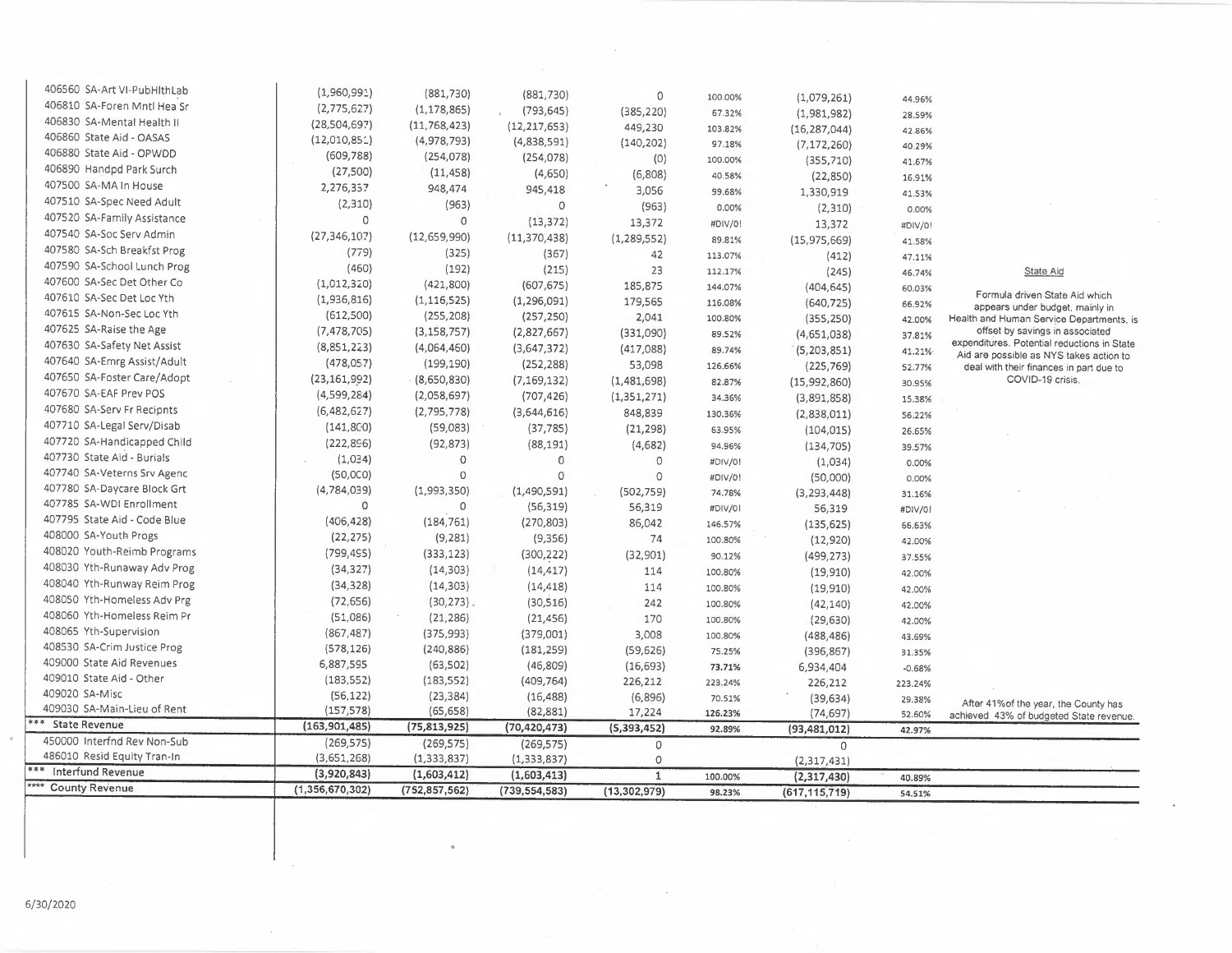| Account | Col 1 | Col 2 | Col 3 | Col 4 | Col 5 | Col 6 | Col 7 | Notes |
|---|---|---|---|---|---|---|---|---|
| 406560 SA-Art VI-PubHlthLab | (1,960,991) | (881,730) | (881,730) | 0 | 100.00% | (1,079,261) | 44.96% | |
| 406810 SA-Foren Mntl Hea Sr | (2,775,627) | (1,178,865) | (793,645) | (385,220) | 67.32% | (1,981,982) | 28.59% | |
| 406830 SA-Mental Health II | (28,504,697) | (11,768,423) | (12,217,653) | 449,230 | 103.82% | (16,287,044) | 42.86% | |
| 406860 State Aid - OASAS | (12,010,851) | (4,978,793) | (4,838,591) | (140,202) | 97.18% | (7,172,260) | 40.29% | |
| 406880 State Aid - OPWDD | (609,788) | (254,078) | (254,078) | (0) | 100.00% | (355,710) | 41.67% | |
| 406890 Handpd Park Surch | (27,500) | (11,458) | (4,650) | (6,808) | 40.58% | (22,850) | 16.91% | |
| 407500 SA-MA In House | 2,276,337 | 948,474 | 945,418 | 3,056 | 99.68% | 1,330,919 | 41.53% | |
| 407510 SA-Spec Need Adult | (2,310) | (963) | 0 | (963) | 0.00% | (2,310) | 0.00% | |
| 407520 SA-Family Assistance | 0 | 0 | (13,372) | 13,372 | #DIV/0! | 13,372 | #DIV/0! | |
| 407540 SA-Soc Serv Admin | (27,346,107) | (12,659,990) | (11,370,438) | (1,289,552) | 89.81% | (15,975,669) | 41.58% | |
| 407580 SA-Sch Breakfst Prog | (779) | (325) | (367) | 42 | 113.07% | (412) | 47.11% | |
| 407590 SA-School Lunch Prog | (460) | (192) | (215) | 23 | 112.17% | (245) | 46.74% | State Aid |
| 407600 SA-Sec Det Other Co | (1,012,320) | (421,800) | (607,675) | 185,875 | 144.07% | (404,645) | 60.03% | Formula driven State Aid which appears under budget, mainly in Health and Human Service Departments, is offset by savings in associated expenditures. Potential reductions in State Aid are possible as NYS takes action to deal with their finances in part due to COVID-19 crisis. |
| 407610 SA-Sec Det Loc Yth | (1,936,816) | (1,116,525) | (1,296,091) | 179,565 | 116.08% | (640,725) | 66.92% | |
| 407615 SA-Non-Sec Loc Yth | (612,500) | (255,208) | (257,250) | 2,041 | 100.80% | (355,250) | 42.00% | |
| 407625 SA-Raise the Age | (7,478,705) | (3,158,757) | (2,827,667) | (331,090) | 89.52% | (4,651,038) | 37.81% | |
| 407630 SA-Safety Net Assist | (8,851,223) | (4,064,460) | (3,647,372) | (417,088) | 89.74% | (5,203,851) | 41.21% | |
| 407640 SA-Emrg Assist/Adult | (478,057) | (199,190) | (252,288) | 53,098 | 126.66% | (225,769) | 52.77% | |
| 407650 SA-Foster Care/Adopt | (23,161,992) | (8,650,830) | (7,169,132) | (1,481,698) | 82.87% | (15,992,860) | 30.95% | |
| 407670 SA-EAF Prev POS | (4,599,284) | (2,058,697) | (707,426) | (1,351,271) | 34.36% | (3,891,858) | 15.38% | |
| 407680 SA-Serv Fr Recipnts | (6,482,627) | (2,795,778) | (3,644,616) | 848,839 | 130.36% | (2,838,011) | 56.22% | |
| 407710 SA-Legal Serv/Disab | (141,800) | (59,083) | (37,785) | (21,298) | 63.95% | (104,015) | 26.65% | |
| 407720 SA-Handicapped Child | (222,896) | (92,873) | (88,191) | (4,682) | 94.96% | (134,705) | 39.57% | |
| 407730 State Aid - Burials | (1,034) | 0 | 0 | 0 | #DIV/0! | (1,034) | 0.00% | |
| 407740 SA-Veterns Srv Agenc | (50,000) | 0 | 0 | 0 | #DIV/0! | (50,000) | 0.00% | |
| 407780 SA-Daycare Block Grt | (4,784,039) | (1,993,350) | (1,490,591) | (502,759) | 74.78% | (3,293,448) | 31.16% | |
| 407785 SA-WDI Enrollment | 0 | 0 | (56,319) | 56,319 | #DIV/0! | 56,319 | #DIV/0! | |
| 407795 State Aid - Code Blue | (406,428) | (184,761) | (270,803) | 86,042 | 146.57% | (135,625) | 66.63% | |
| 408000 SA-Youth Progs | (22,275) | (9,281) | (9,356) | 74 | 100.80% | (12,920) | 42.00% | |
| 408020 Youth-Reimb Programs | (799,495) | (333,123) | (300,222) | (32,901) | 90.12% | (499,273) | 37.55% | |
| 408030 Yth-Runaway Adv Prog | (34,327) | (14,303) | (14,417) | 114 | 100.80% | (19,910) | 42.00% | |
| 408040 Yth-Runway Reim Prog | (34,328) | (14,303) | (14,418) | 114 | 100.80% | (19,910) | 42.00% | |
| 408050 Yth-Homeless Adv Prg | (72,656) | (30,273) | (30,516) | 242 | 100.80% | (42,140) | 42.00% | |
| 408060 Yth-Homeless Reim Pr | (51,086) | (21,286) | (21,456) | 170 | 100.80% | (29,630) | 42.00% | |
| 408065 Yth-Supervision | (867,487) | (375,993) | (379,001) | 3,008 | 100.80% | (488,486) | 43.69% | |
| 408530 SA-Crim Justice Prog | (578,126) | (240,886) | (181,259) | (59,626) | 75.25% | (396,867) | 31.35% | |
| 409000 State Aid Revenues | 6,887,595 | (63,502) | (46,809) | (16,693) | 73.71% | 6,934,404 | -0.68% | |
| 409010 State Aid - Other | (183,552) | (183,552) | (409,764) | 226,212 | 223.24% | 226,212 | 223.24% | |
| 409020 SA-Misc | (56,122) | (23,384) | (16,488) | (6,896) | 70.51% | (39,634) | 29.38% | |
| 409030 SA-Main-Lieu of Rent | (157,578) | (65,658) | (82,881) | 17,224 | 126.23% | (74,697) | 52.60% | After 41%of the year, the County has achieved 43% of budgeted State revenue. |
| *** State Revenue | **(163,901,485)** | **(75,813,925)** | **(70,420,473)** | **(5,393,452)** | **92.89%** | **(93,481,012)** | **42.97%** | |
| 450000 Interfnd Rev Non-Sub | (269,575) | (269,575) | (269,575) | 0 | | 0 | | |
| 486010 Resid Equity Tran-In | (3,651,268) | (1,333,837) | (1,333,837) | 0 | | (2,317,431) | | |
| *** Interfund Revenue | **(3,920,843)** | **(1,603,412)** | **(1,603,413)** | **1** | **100.00%** | **(2,317,430)** | **40.89%** | |
| **** County Revenue | **(1,356,670,302)** | **(752,857,562)** | **(739,554,583)** | **(13,302,979)** | **98.23%** | **(617,115,719)** | **54.51%** | |

6/30/2020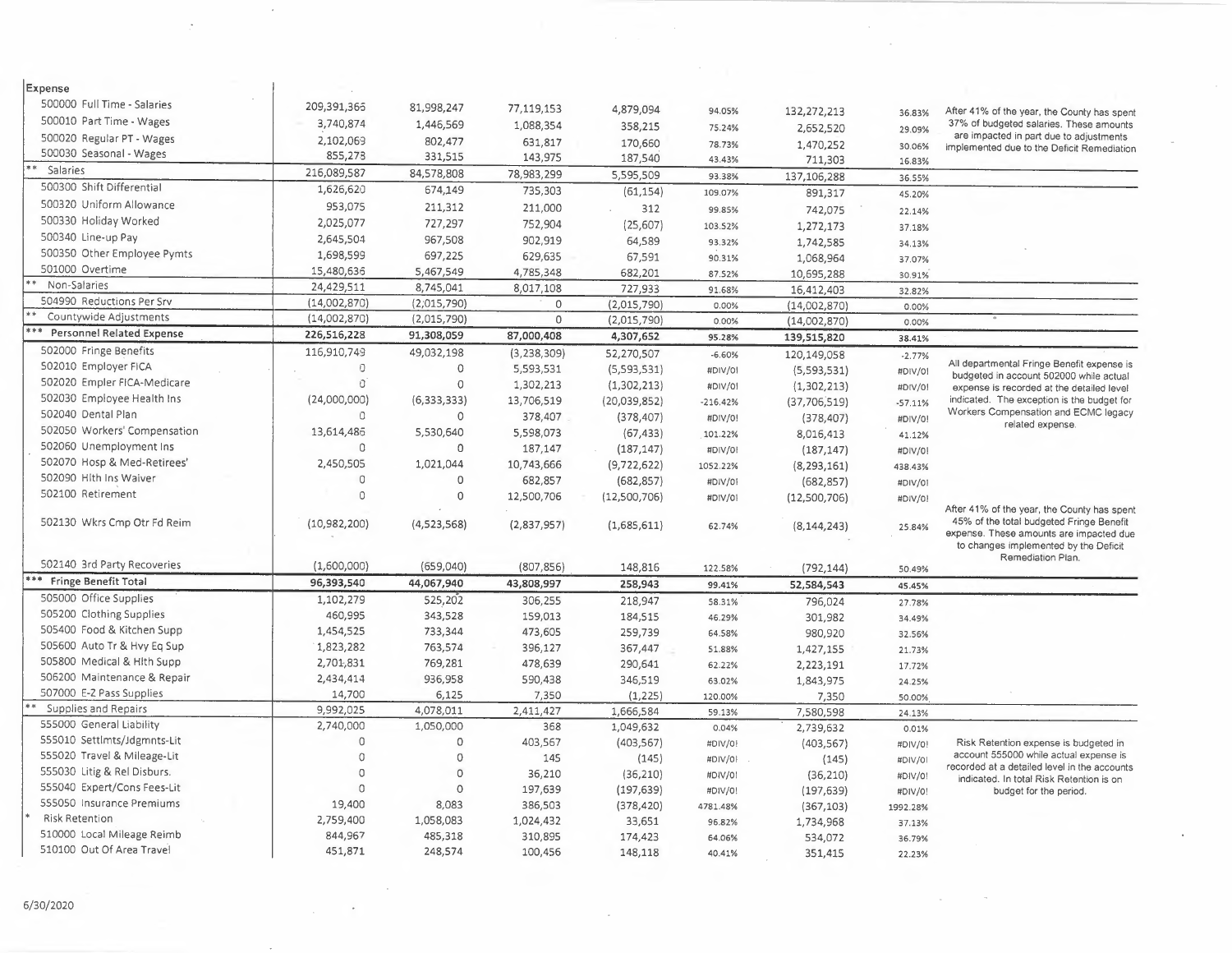| Expense | | | | | | | | |
|---|---|---|---|---|---|---|---|---|
| 500000 Full Time - Salaries | 209,391,365 | 81,998,247 | 77,119,153 | 4,879,094 | 94.05% | 132,272,213 | 36.83% | After 41% of the year, the County has spent 37% of budgeted salaries. These amounts are impacted in part due to adjustments implemented due to the Deficit Remediation |
| 500010 Part Time - Wages | 3,740,874 | 1,446,569 | 1,088,354 | 358,215 | 75.24% | 2,652,520 | 29.09% | |
| 500020 Regular PT - Wages | 2,102,069 | 802,477 | 631,817 | 170,660 | 78.73% | 1,470,252 | 30.06% | |
| 500030 Seasonal - Wages | 855,278 | 331,515 | 143,975 | 187,540 | 43.43% | 711,303 | 16.83% | |
| ** Salaries | 216,089,587 | 84,578,808 | 78,983,299 | 5,595,509 | 93.38% | 137,106,288 | 36.55% | |
| 500300 Shift Differential | 1,626,620 | 674,149 | 735,303 | (61,154) | 109.07% | 891,317 | 45.20% | |
| 500320 Uniform Allowance | 953,075 | 211,312 | 211,000 | 312 | 99.85% | 742,075 | 22.14% | |
| 500330 Holiday Worked | 2,025,077 | 727,297 | 752,904 | (25,607) | 103.52% | 1,272,173 | 37.18% | |
| 500340 Line-up Pay | 2,645,504 | 967,508 | 902,919 | 64,589 | 93.32% | 1,742,585 | 34.13% | |
| 500350 Other Employee Pymts | 1,698,599 | 697,225 | 629,635 | 67,591 | 90.31% | 1,068,964 | 37.07% | |
| 501000 Overtime | 15,480,636 | 5,467,549 | 4,785,348 | 682,201 | 87.52% | 10,695,288 | 30.91% | |
| ** Non-Salaries | 24,429,511 | 8,745,041 | 8,017,108 | 727,933 | 91.68% | 16,412,403 | 32.82% | |
| 504990 Reductions Per Srv | (14,002,870) | (2,015,790) | 0 | (2,015,790) | 0.00% | (14,002,870) | 0.00% | |
| ** Countywide Adjustments | (14,002,870) | (2,015,790) | 0 | (2,015,790) | 0.00% | (14,002,870) | 0.00% | |
| *** Personnel Related Expense | 226,516,228 | 91,308,059 | 87,000,408 | 4,307,652 | 95.28% | 139,515,820 | 38.41% | |
| 502000 Fringe Benefits | 116,910,749 | 49,032,198 | (3,238,309) | 52,270,507 | -6.60% | 120,149,058 | -2.77% | All departmental Fringe Benefit expense is budgeted in account 502000 while actual expense is recorded at the detailed level indicated. The exception is the budget for Workers Compensation and ECMC legacy related expense. |
| 502010 Employer FICA | 0 | 0 | 5,593,531 | (5,593,531) | #DIV/0! | (5,593,531) | #DIV/0! | |
| 502020 Empler FICA-Medicare | 0 | 0 | 1,302,213 | (1,302,213) | #DIV/0! | (1,302,213) | #DIV/0! | |
| 502030 Employee Health Ins | (24,000,000) | (6,333,333) | 13,706,519 | (20,039,852) | -216.42% | (37,706,519) | -57.11% | |
| 502040 Dental Plan | 0 | 0 | 378,407 | (378,407) | #DIV/0! | (378,407) | #DIV/0! | |
| 502050 Workers' Compensation | 13,614,486 | 5,530,640 | 5,598,073 | (67,433) | 101.22% | 8,016,413 | 41.12% | |
| 502060 Unemployment Ins | 0 | 0 | 187,147 | (187,147) | #DIV/0! | (187,147) | #DIV/0! | |
| 502070 Hosp & Med-Retirees' | 2,450,505 | 1,021,044 | 10,743,666 | (9,722,622) | 1052.22% | (8,293,161) | 438.43% | |
| 502090 Hlth Ins Waiver | 0 | 0 | 682,857 | (682,857) | #DIV/0! | (682,857) | #DIV/0! | |
| 502100 Retirement | 0 | 0 | 12,500,706 | (12,500,706) | #DIV/0! | (12,500,706) | #DIV/0! | |
| 502130 Wkrs Cmp Otr Fd Reim | (10,982,200) | (4,523,568) | (2,837,957) | (1,685,611) | 62.74% | (8,144,243) | 25.84% | After 41% of the year, the County has spent 45% of the total budgeted Fringe Benefit expense. These amounts are impacted due to changes implemented by the Deficit Remediation Plan. |
| 502140 3rd Party Recoveries | (1,600,000) | (659,040) | (807,856) | 148,816 | 122.58% | (792,144) | 50.49% | |
| *** Fringe Benefit Total | 96,393,540 | 44,067,940 | 43,808,997 | 258,943 | 99.41% | 52,584,543 | 45.45% | |
| 505000 Office Supplies | 1,102,279 | 525,202 | 306,255 | 218,947 | 58.31% | 796,024 | 27.78% | |
| 505200 Clothing Supplies | 460,995 | 343,528 | 159,013 | 184,515 | 46.29% | 301,982 | 34.49% | |
| 505400 Food & Kitchen Supp | 1,454,525 | 733,344 | 473,605 | 259,739 | 64.58% | 980,920 | 32.56% | |
| 505600 Auto Tr & Hvy Eq Sup | 1,823,282 | 763,574 | 396,127 | 367,447 | 51.88% | 1,427,155 | 21.73% | |
| 505800 Medical & Hlth Supp | 2,701,831 | 769,281 | 478,639 | 290,641 | 62.22% | 2,223,191 | 17.72% | |
| 506200 Maintenance & Repair | 2,434,414 | 936,958 | 590,438 | 346,519 | 63.02% | 1,843,975 | 24.25% | |
| 507000 E-Z Pass Supplies | 14,700 | 6,125 | 7,350 | (1,225) | 120.00% | 7,350 | 50.00% | |
| ** Supplies and Repairs | 9,992,025 | 4,078,011 | 2,411,427 | 1,666,584 | 59.13% | 7,580,598 | 24.13% | |
| 555000 General Liability | 2,740,000 | 1,050,000 | 368 | 1,049,632 | 0.04% | 2,739,632 | 0.01% | Risk Retention expense is budgeted in account 555000 while actual expense is recorded at a detailed level in the accounts indicated. In total Risk Retention is on budget for the period. |
| 555010 Settlmts/Jdgmnts-Lit | 0 | 0 | 403,567 | (403,567) | #DIV/0! | (403,567) | #DIV/0! | |
| 555020 Travel & Mileage-Lit | 0 | 0 | 145 | (145) | #DIV/0! | (145) | #DIV/0! | |
| 555030 Litig & Rel Disburs. | 0 | 0 | 36,210 | (36,210) | #DIV/0! | (36,210) | #DIV/0! | |
| 555040 Expert/Cons Fees-Lit | 0 | 0 | 197,639 | (197,639) | #DIV/0! | (197,639) | #DIV/0! | |
| 555050 Insurance Premiums | 19,400 | 8,083 | 386,503 | (378,420) | 4781.48% | (367,103) | 1992.28% | |
| * Risk Retention | 2,759,400 | 1,058,083 | 1,024,432 | 33,651 | 96.82% | 1,734,968 | 37.13% | |
| 510000 Local Mileage Reimb | 844,967 | 485,318 | 310,895 | 174,423 | 64.06% | 534,072 | 36.79% | |
| 510100 Out Of Area Travel | 451,871 | 248,574 | 100,456 | 148,118 | 40.41% | 351,415 | 22.23% | |

6/30/2020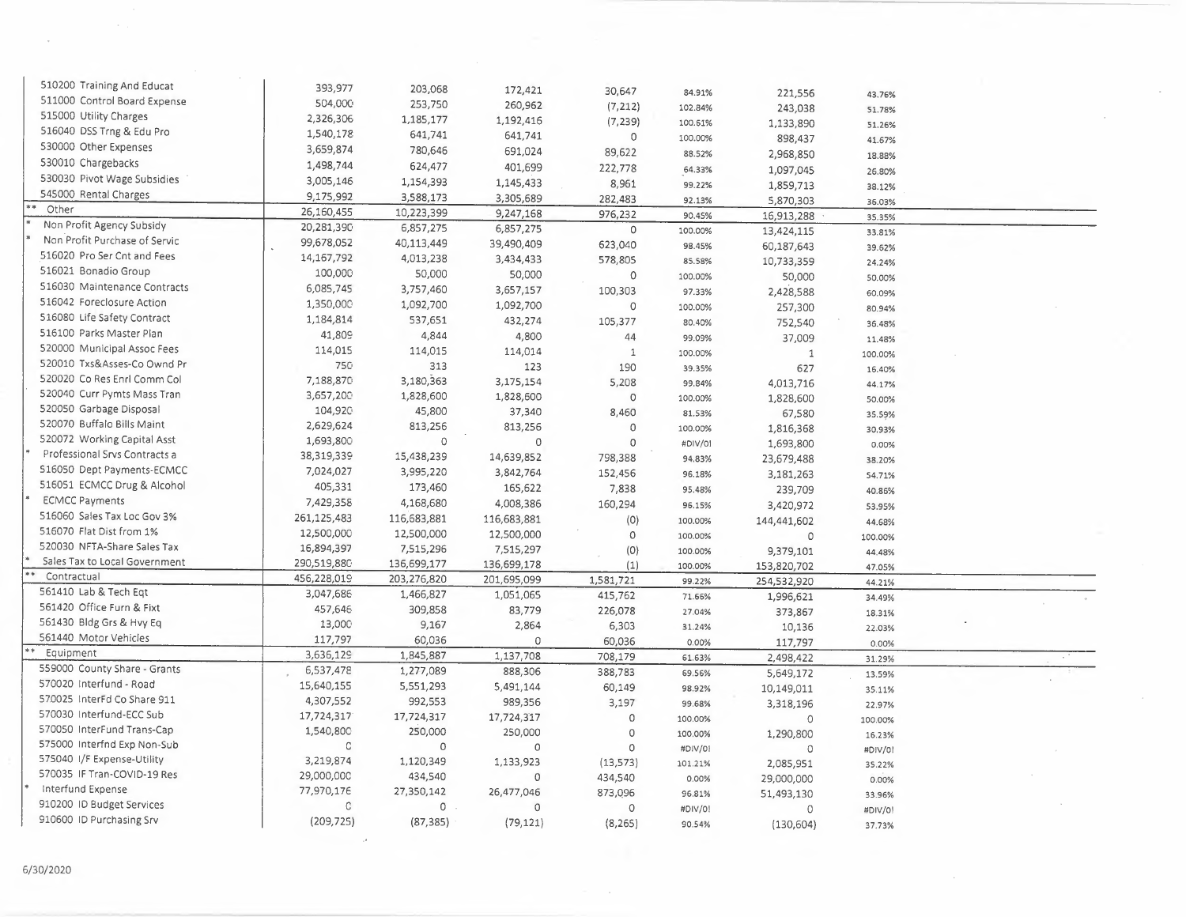| Account | | | | | | | |
|---|---|---|---|---|---|---|---|
| 510200 Training And Educat | 393,977 | 203,068 | 172,421 | 30,647 | 84.91% | 221,556 | 43.76% |
| 511000 Control Board Expense | 504,000 | 253,750 | 260,962 | (7,212) | 102.84% | 243,038 | 51.78% |
| 515000 Utility Charges | 2,326,306 | 1,185,177 | 1,192,416 | (7,239) | 100.61% | 1,133,890 | 51.26% |
| 516040 DSS Trng & Edu Pro | 1,540,178 | 641,741 | 641,741 | 0 | 100.00% | 898,437 | 41.67% |
| 530000 Other Expenses | 3,659,874 | 780,646 | 691,024 | 89,622 | 88.52% | 2,968,850 | 18.88% |
| 530010 Chargebacks | 1,498,744 | 624,477 | 401,699 | 222,778 | 64.33% | 1,097,045 | 26.80% |
| 530030 Pivot Wage Subsidies | 3,005,146 | 1,154,393 | 1,145,433 | 8,961 | 99.22% | 1,859,713 | 38.12% |
| 545000 Rental Charges | 9,175,992 | 3,588,173 | 3,305,689 | 282,483 | 92.13% | 5,870,303 | 36.03% |
| ** Other | 26,160,455 | 10,223,399 | 9,247,168 | 976,232 | 90.45% | 16,913,288 | 35.35% |
| * Non Profit Agency Subsidy | 20,281,390 | 6,857,275 | 6,857,275 | 0 | 100.00% | 13,424,115 | 33.81% |
| * Non Profit Purchase of Servic | 99,678,052 | 40,113,449 | 39,490,409 | 623,040 | 98.45% | 60,187,643 | 39.62% |
| 516020 Pro Ser Cnt and Fees | 14,167,792 | 4,013,238 | 3,434,433 | 578,805 | 85.58% | 10,733,359 | 24.24% |
| 516021 Bonadio Group | 100,000 | 50,000 | 50,000 | 0 | 100.00% | 50,000 | 50.00% |
| 516030 Maintenance Contracts | 6,085,745 | 3,757,460 | 3,657,157 | 100,303 | 97.33% | 2,428,588 | 60.09% |
| 516042 Foreclosure Action | 1,350,000 | 1,092,700 | 1,092,700 | 0 | 100.00% | 257,300 | 80.94% |
| 516080 Life Safety Contract | 1,184,814 | 537,651 | 432,274 | 105,377 | 80.40% | 752,540 | 36.48% |
| 516100 Parks Master Plan | 41,809 | 4,844 | 4,800 | 44 | 99.09% | 37,009 | 11.48% |
| 520000 Municipal Assoc Fees | 114,015 | 114,015 | 114,014 | 1 | 100.00% | 1 | 100.00% |
| 520010 Txs&Asses-Co Ownd Pr | 750 | 313 | 123 | 190 | 39.35% | 627 | 16.40% |
| 520020 Co Res Enrl Comm Col | 7,188,870 | 3,180,363 | 3,175,154 | 5,208 | 99.84% | 4,013,716 | 44.17% |
| 520040 Curr Pymts Mass Tran | 3,657,200 | 1,828,600 | 1,828,600 | 0 | 100.00% | 1,828,600 | 50.00% |
| 520050 Garbage Disposal | 104,920 | 45,800 | 37,340 | 8,460 | 81.53% | 67,580 | 35.59% |
| 520070 Buffalo Bills Maint | 2,629,624 | 813,256 | 813,256 | 0 | 100.00% | 1,816,368 | 30.93% |
| 520072 Working Capital Asst | 1,693,800 | 0 | 0 | 0 | #DIV/0! | 1,693,800 | 0.00% |
| * Professional Srvs Contracts a | 38,319,339 | 15,438,239 | 14,639,852 | 798,388 | 94.83% | 23,679,488 | 38.20% |
| 516050 Dept Payments-ECMCC | 7,024,027 | 3,995,220 | 3,842,764 | 152,456 | 96.18% | 3,181,263 | 54.71% |
| 516051 ECMCC Drug & Alcohol | 405,331 | 173,460 | 165,622 | 7,838 | 95.48% | 239,709 | 40.86% |
| * ECMCC Payments | 7,429,358 | 4,168,680 | 4,008,386 | 160,294 | 96.15% | 3,420,972 | 53.95% |
| 516060 Sales Tax Loc Gov 3% | 261,125,483 | 116,683,881 | 116,683,881 | (0) | 100.00% | 144,441,602 | 44.68% |
| 516070 Flat Dist from 1% | 12,500,000 | 12,500,000 | 12,500,000 | 0 | 100.00% | 0 | 100.00% |
| 520030 NFTA-Share Sales Tax | 16,894,397 | 7,515,296 | 7,515,297 | (0) | 100.00% | 9,379,101 | 44.48% |
| * Sales Tax to Local Government | 290,519,880 | 136,699,177 | 136,699,178 | (1) | 100.00% | 153,820,702 | 47.05% |
| ** Contractual | 456,228,019 | 203,276,820 | 201,695,099 | 1,581,721 | 99.22% | 254,532,920 | 44.21% |
| 561410 Lab & Tech Eqt | 3,047,686 | 1,466,827 | 1,051,065 | 415,762 | 71.66% | 1,996,621 | 34.49% |
| 561420 Office Furn & Fixt | 457,646 | 309,858 | 83,779 | 226,078 | 27.04% | 373,867 | 18.31% |
| 561430 Bldg Grs & Hvy Eq | 13,000 | 9,167 | 2,864 | 6,303 | 31.24% | 10,136 | 22.03% |
| 561440 Motor Vehicles | 117,797 | 60,036 | 0 | 60,036 | 0.00% | 117,797 | 0.00% |
| ** Equipment | 3,636,129 | 1,845,887 | 1,137,708 | 708,179 | 61.63% | 2,498,422 | 31.29% |
| 559000 County Share - Grants | 6,537,478 | 1,277,089 | 888,306 | 388,783 | 69.56% | 5,649,172 | 13.59% |
| 570020 Interfund - Road | 15,640,155 | 5,551,293 | 5,491,144 | 60,149 | 98.92% | 10,149,011 | 35.11% |
| 570025 InterFd Co Share 911 | 4,307,552 | 992,553 | 989,356 | 3,197 | 99.68% | 3,318,196 | 22.97% |
| 570030 Interfund-ECC Sub | 17,724,317 | 17,724,317 | 17,724,317 | 0 | 100.00% | 0 | 100.00% |
| 570050 InterFund Trans-Cap | 1,540,800 | 250,000 | 250,000 | 0 | 100.00% | 1,290,800 | 16.23% |
| 575000 Interfnd Exp Non-Sub | 0 | 0 | 0 | 0 | #DIV/0! | 0 | #DIV/0! |
| 575040 I/F Expense-Utility | 3,219,874 | 1,120,349 | 1,133,923 | (13,573) | 101.21% | 2,085,951 | 35.22% |
| 570035 IF Tran-COVID-19 Res | 29,000,000 | 434,540 | 0 | 434,540 | 0.00% | 29,000,000 | 0.00% |
| * Interfund Expense | 77,970,176 | 27,350,142 | 26,477,046 | 873,096 | 96.81% | 51,493,130 | 33.96% |
| 910200 ID Budget Services | 0 | 0 | 0 | 0 | #DIV/0! | 0 | #DIV/0! |
| 910600 ID Purchasing Srv | (209,725) | (87,385) | (79,121) | (8,265) | 90.54% | (130,604) | 37.73% |

6/30/2020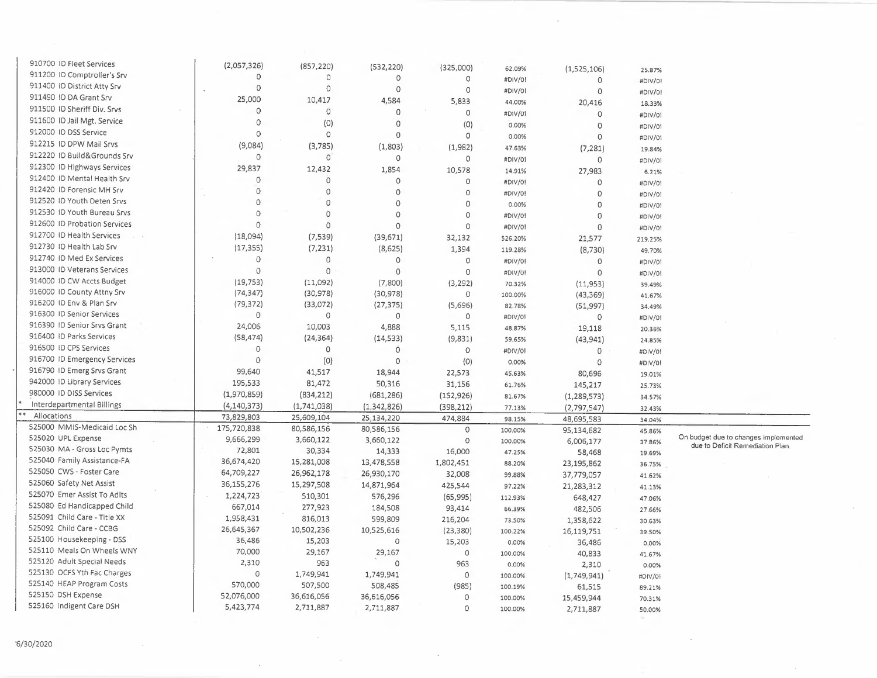| | | | | | | | | |
|---|---|---|---|---|---|---|---|---|
| 910700 ID Fleet Services | (2,057,326) | (857,220) | (532,220) | (325,000) | 62.09% | (1,525,106) | 25.87% | |
| 911200 ID Comptroller's Srv | 0 | 0 | 0 | 0 | #DIV/0! | 0 | #DIV/0! | |
| 911400 ID District Atty Srv | 0 | 0 | 0 | 0 | #DIV/0! | 0 | #DIV/0! | |
| 911490 ID DA Grant Srv | 25,000 | 10,417 | 4,584 | 5,833 | 44.00% | 20,416 | 18.33% | |
| 911500 ID Sheriff Div. Srvs | 0 | 0 | 0 | 0 | #DIV/0! | 0 | #DIV/0! | |
| 911600 ID Jail Mgt. Service | 0 | (0) | 0 | (0) | 0.00% | 0 | #DIV/0! | |
| 912000 ID DSS Service | 0 | 0 | 0 | 0 | 0.00% | 0 | #DIV/0! | |
| 912215 ID DPW Mail Srvs | (9,084) | (3,785) | (1,803) | (1,982) | 47.63% | (7,281) | 19.84% | |
| 912220 ID Build&Grounds Srv | 0 | 0 | 0 | 0 | #DIV/0! | 0 | #DIV/0! | |
| 912300 ID Highways Services | 29,837 | 12,432 | 1,854 | 10,578 | 14.91% | 27,983 | 6.21% | |
| 912400 ID Mental Health Srv | 0 | 0 | 0 | 0 | #DIV/0! | 0 | #DIV/0! | |
| 912420 ID Forensic MH Srv | 0 | 0 | 0 | 0 | #DIV/0! | 0 | #DIV/0! | |
| 912520 ID Youth Deten Srvs | 0 | 0 | 0 | 0 | 0.00% | 0 | #DIV/0! | |
| 912530 ID Youth Bureau Srvs | 0 | 0 | 0 | 0 | #DIV/0! | 0 | #DIV/0! | |
| 912600 ID Probation Services | 0 | 0 | 0 | 0 | #DIV/0! | 0 | #DIV/0! | |
| 912700 ID Health Services | (18,094) | (7,539) | (39,671) | 32,132 | 526.20% | 21,577 | 219.25% | |
| 912730 ID Health Lab Srv | (17,355) | (7,231) | (8,625) | 1,394 | 119.28% | (8,730) | 49.70% | |
| 912740 ID Med Ex Services | 0 | 0 | 0 | 0 | #DIV/0! | 0 | #DIV/0! | |
| 913000 ID Veterans Services | 0 | 0 | 0 | 0 | #DIV/0! | 0 | #DIV/0! | |
| 914000 ID CW Accts Budget | (19,753) | (11,092) | (7,800) | (3,292) | 70.32% | (11,953) | 39.49% | |
| 916000 ID County Attny Srv | (74,347) | (30,978) | (30,978) | 0 | 100.00% | (43,369) | 41.67% | |
| 916200 ID Env & Plan Srv | (79,372) | (33,072) | (27,375) | (5,696) | 82.78% | (51,997) | 34.49% | |
| 916300 ID Senior Services | 0 | 0 | 0 | 0 | #DIV/0! | 0 | #DIV/0! | |
| 916390 ID Senior Srvs Grant | 24,006 | 10,003 | 4,888 | 5,115 | 48.87% | 19,118 | 20.36% | |
| 916400 ID Parks Services | (58,474) | (24,364) | (14,533) | (9,831) | 59.65% | (43,941) | 24.85% | |
| 916500 ID CPS Services | 0 | 0 | 0 | 0 | #DIV/0! | 0 | #DIV/0! | |
| 916700 ID Emergency Services | 0 | (0) | 0 | (0) | 0.00% | 0 | #DIV/0! | |
| 916790 ID Emerg Srvs Grant | 99,640 | 41,517 | 18,944 | 22,573 | 45.63% | 80,696 | 19.01% | |
| 942000 ID Library Services | 195,533 | 81,472 | 50,316 | 31,156 | 61.76% | 145,217 | 25.73% | |
| 980000 ID DISS Services | (1,970,859) | (834,212) | (681,286) | (152,926) | 81.67% | (1,289,573) | 34.57% | |
| * Interdepartmental Billings | (4,140,373) | (1,741,038) | (1,342,826) | (398,212) | 77.13% | (2,797,547) | 32.43% | |
| ** Allocations | 73,829,803 | 25,609,104 | 25,134,220 | 474,884 | 98.15% | 48,695,583 | 34.04% | |
| 525000 MMIS-Medicaid Loc Sh | 175,720,838 | 80,586,156 | 80,586,156 | 0 | 100.00% | 95,134,682 | 45.86% | |
| 525020 UPL Expense | 9,666,299 | 3,660,122 | 3,660,122 | 0 | 100.00% | 6,006,177 | 37.86% | On budget due to changes implemented due to Deficit Remediation Plan. |
| 525030 MA - Gross Loc Pymts | 72,801 | 30,334 | 14,333 | 16,000 | 47.25% | 58,468 | 19.69% | |
| 525040 Family Assistance-FA | 36,674,420 | 15,281,008 | 13,478,558 | 1,802,451 | 88.20% | 23,195,862 | 36.75% | |
| 525050 CWS - Foster Care | 64,709,227 | 26,962,178 | 26,930,170 | 32,008 | 99.88% | 37,779,057 | 41.62% | |
| 525060 Safety Net Assist | 36,155,276 | 15,297,508 | 14,871,964 | 425,544 | 97.22% | 21,283,312 | 41.13% | |
| 525070 Emer Assist To Adlts | 1,224,723 | 510,301 | 576,296 | (65,995) | 112.93% | 648,427 | 47.06% | |
| 525080 Ed Handicapped Child | 667,014 | 277,923 | 184,508 | 93,414 | 66.39% | 482,506 | 27.66% | |
| 525091 Child Care - Title XX | 1,958,431 | 816,013 | 599,809 | 216,204 | 73.50% | 1,358,622 | 30.63% | |
| 525092 Child Care - CCBG | 26,645,367 | 10,502,236 | 10,525,616 | (23,380) | 100.22% | 16,119,751 | 39.50% | |
| 525100 Housekeeping - DSS | 36,486 | 15,203 | 0 | 15,203 | 0.00% | 36,486 | 0.00% | |
| 525110 Meals On Wheels WNY | 70,000 | 29,167 | 29,167 | 0 | 100.00% | 40,833 | 41.67% | |
| 525120 Adult Special Needs | 2,310 | 963 | 0 | 963 | 0.00% | 2,310 | 0.00% | |
| 525130 OCFS Yth Fac Charges | 0 | 1,749,941 | 1,749,941 | 0 | 100.00% | (1,749,941) | #DIV/0! | |
| 525140 HEAP Program Costs | 570,000 | 507,500 | 508,485 | (985) | 100.19% | 61,515 | 89.21% | |
| 525150 DSH Expense | 52,076,000 | 36,616,056 | 36,616,056 | 0 | 100.00% | 15,459,944 | 70.31% | |
| 525160 Indigent Care DSH | 5,423,774 | 2,711,887 | 2,711,887 | 0 | 100.00% | 2,711,887 | 50.00% | |

6/30/2020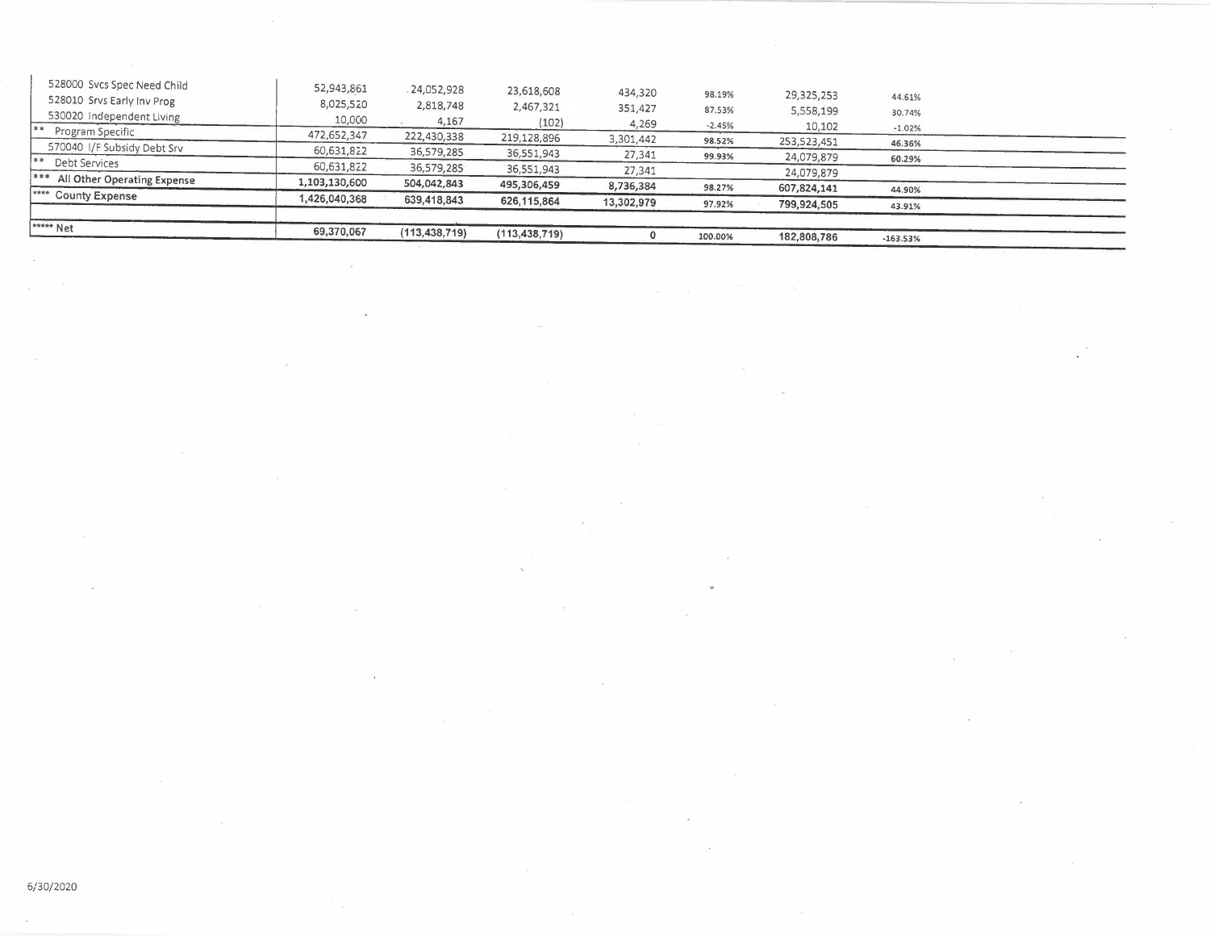| | | | | | | | |
|---|---|---|---|---|---|---|---|
| 528000 Svcs Spec Need Child | 52,943,861 | 24,052,928 | 23,618,608 | 434,320 | 98.19% | 29,325,253 | 44.61% |
| 528010 Srvs Early Inv Prog | 8,025,520 | 2,818,748 | 2,467,321 | 351,427 | 87.53% | 5,558,199 | 30.74% |
| 530020 Independent Living | 10,000 | 4,167 | (102) | 4,269 | -2.45% | 10,102 | -1.02% |
| ** Program Specific | 472,652,347 | 222,430,338 | 219,128,896 | 3,301,442 | 98.52% | 253,523,451 | 46.36% |
| 570040 I/F Subsidy Debt Srv | 60,631,822 | 36,579,285 | 36,551,943 | 27,341 | 99.93% | 24,079,879 | 60.29% |
| ** Debt Services | 60,631,822 | 36,579,285 | 36,551,943 | 27,341 | | 24,079,879 | |
| *** All Other Operating Expense | 1,103,130,600 | 504,042,843 | 495,306,459 | 8,736,384 | 98.27% | 607,824,141 | 44.90% |
| **** County Expense | 1,426,040,368 | 639,418,843 | 626,115,864 | 13,302,979 | 97.92% | 799,924,505 | 43.91% |
| | | | | | | | |
| ***** Net | 69,370,067 | (113,438,719) | (113,438,719) | 0 | 100.00% | 182,808,786 | -163.53% |

6/30/2020